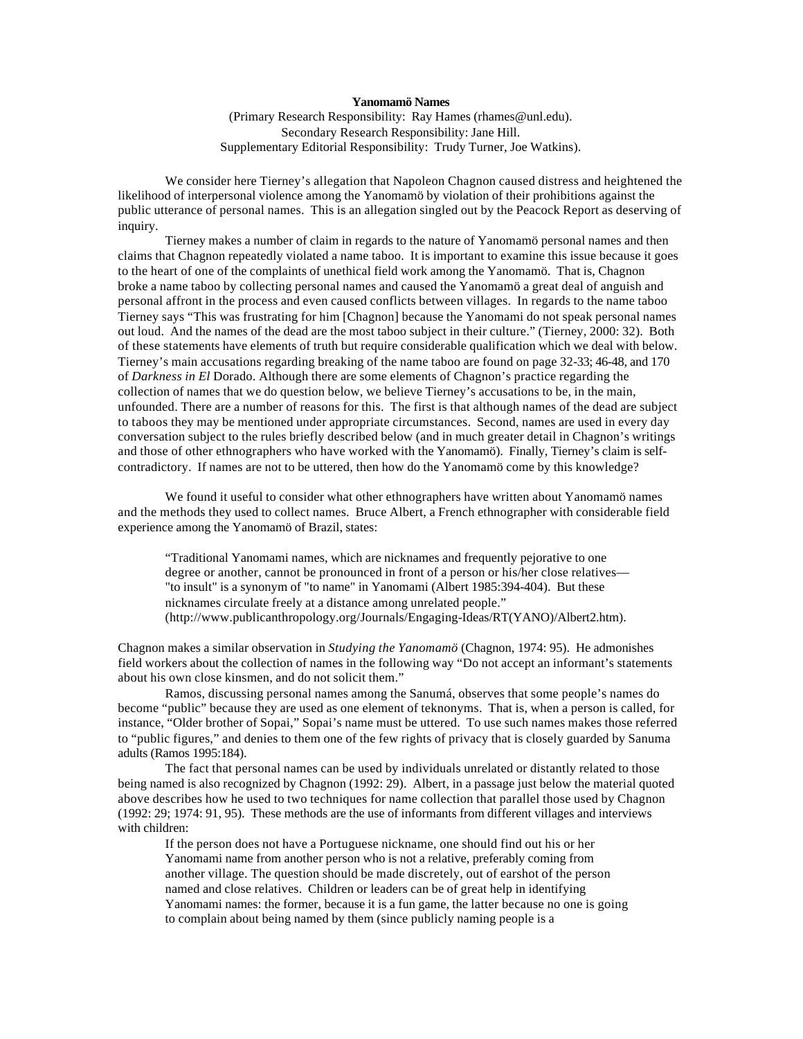**Yanomamö Names**

(Primary Research Responsibility: Ray Hames (rhames@unl.edu).
Secondary Research Responsibility: Jane Hill.
Supplementary Editorial Responsibility: Trudy Turner, Joe Watkins).

We consider here Tierney's allegation that Napoleon Chagnon caused distress and heightened the likelihood of interpersonal violence among the Yanomamö by violation of their prohibitions against the public utterance of personal names. This is an allegation singled out by the Peacock Report as deserving of inquiry.

Tierney makes a number of claim in regards to the nature of Yanomamö personal names and then claims that Chagnon repeatedly violated a name taboo. It is important to examine this issue because it goes to the heart of one of the complaints of unethical field work among the Yanomamö. That is, Chagnon broke a name taboo by collecting personal names and caused the Yanomamö a great deal of anguish and personal affront in the process and even caused conflicts between villages. In regards to the name taboo Tierney says "This was frustrating for him [Chagnon] because the Yanomami do not speak personal names out loud. And the names of the dead are the most taboo subject in their culture." (Tierney, 2000: 32). Both of these statements have elements of truth but require considerable qualification which we deal with below. Tierney's main accusations regarding breaking of the name taboo are found on page 32-33; 46-48, and 170 of *Darkness in El* Dorado. Although there are some elements of Chagnon's practice regarding the collection of names that we do question below, we believe Tierney's accusations to be, in the main, unfounded. There are a number of reasons for this. The first is that although names of the dead are subject to taboos they may be mentioned under appropriate circumstances. Second, names are used in every day conversation subject to the rules briefly described below (and in much greater detail in Chagnon's writings and those of other ethnographers who have worked with the Yanomamö). Finally, Tierney's claim is self-contradictory. If names are not to be uttered, then how do the Yanomamö come by this knowledge?

We found it useful to consider what other ethnographers have written about Yanomamö names and the methods they used to collect names. Bruce Albert, a French ethnographer with considerable field experience among the Yanomamö of Brazil, states:

> "Traditional Yanomami names, which are nicknames and frequently pejorative to one degree or another, cannot be pronounced in front of a person or his/her close relatives— "to insult" is a synonym of "to name" in Yanomami (Albert 1985:394-404). But these nicknames circulate freely at a distance among unrelated people."
> (http://www.publicanthropology.org/Journals/Engaging-Ideas/RT(YANO)/Albert2.htm).

Chagnon makes a similar observation in *Studying the Yanomamö* (Chagnon, 1974: 95). He admonishes field workers about the collection of names in the following way "Do not accept an informant's statements about his own close kinsmen, and do not solicit them."

Ramos, discussing personal names among the Sanumá, observes that some people's names do become "public" because they are used as one element of teknonyms. That is, when a person is called, for instance, "Older brother of Sopai," Sopai's name must be uttered. To use such names makes those referred to "public figures," and denies to them one of the few rights of privacy that is closely guarded by Sanuma adults (Ramos 1995:184).

The fact that personal names can be used by individuals unrelated or distantly related to those being named is also recognized by Chagnon (1992: 29). Albert, in a passage just below the material quoted above describes how he used to two techniques for name collection that parallel those used by Chagnon (1992: 29; 1974: 91, 95). These methods are the use of informants from different villages and interviews with children:

> If the person does not have a Portuguese nickname, one should find out his or her Yanomami name from another person who is not a relative, preferably coming from another village. The question should be made discretely, out of earshot of the person named and close relatives. Children or leaders can be of great help in identifying Yanomami names: the former, because it is a fun game, the latter because no one is going to complain about being named by them (since publicly naming people is a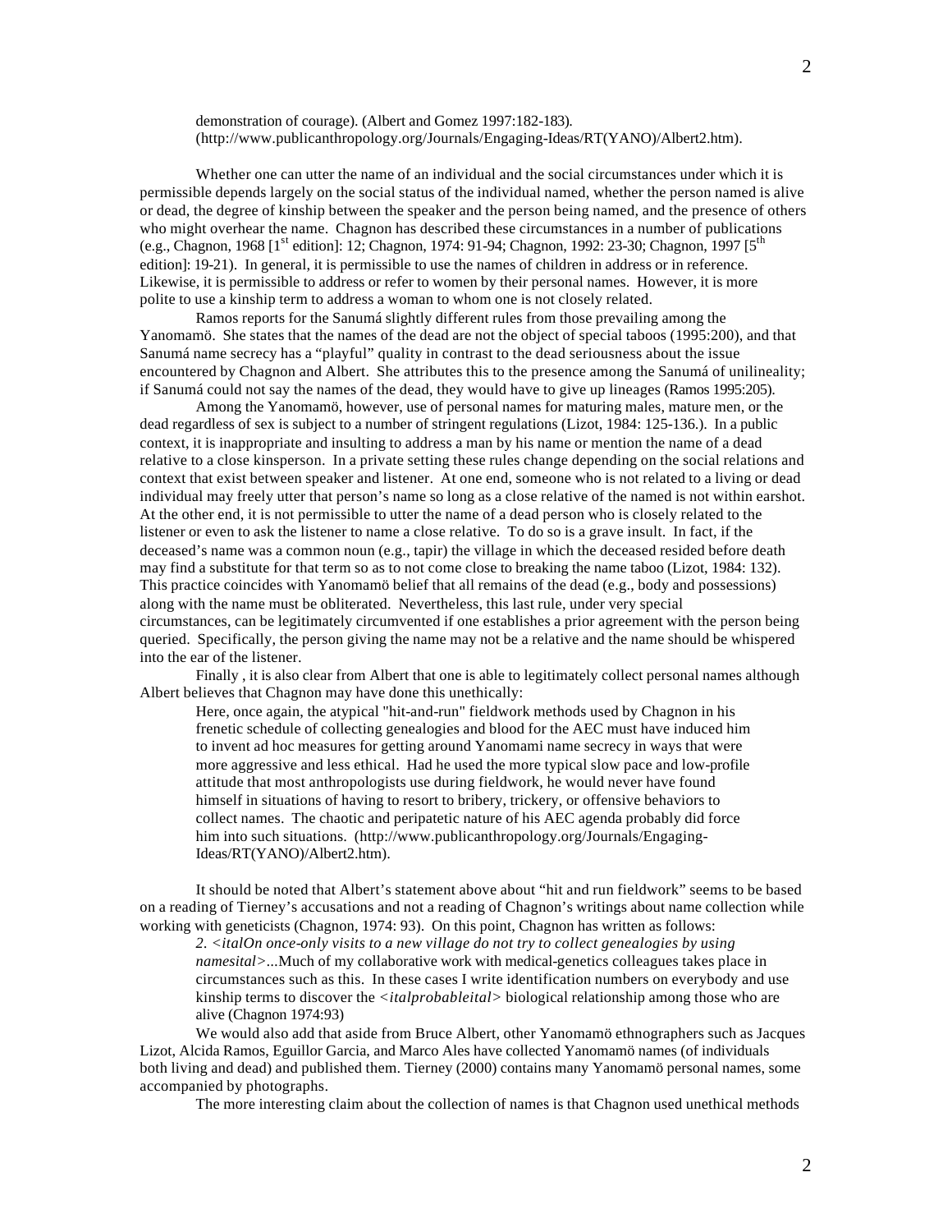> demonstration of courage). (Albert and Gomez 1997:182-183). (http://www.publicanthropology.org/Journals/Engaging-Ideas/RT(YANO)/Albert2.htm).

Whether one can utter the name of an individual and the social circumstances under which it is permissible depends largely on the social status of the individual named, whether the person named is alive or dead, the degree of kinship between the speaker and the person being named, and the presence of others who might overhear the name. Chagnon has described these circumstances in a number of publications (e.g., Chagnon, 1968 [1st edition]: 12; Chagnon, 1974: 91-94; Chagnon, 1992: 23-30; Chagnon, 1997 [5th edition]: 19-21). In general, it is permissible to use the names of children in address or in reference. Likewise, it is permissible to address or refer to women by their personal names. However, it is more polite to use a kinship term to address a woman to whom one is not closely related.

Ramos reports for the Sanumá slightly different rules from those prevailing among the Yanomamö. She states that the names of the dead are not the object of special taboos (1995:200), and that Sanumá name secrecy has a "playful" quality in contrast to the dead seriousness about the issue encountered by Chagnon and Albert. She attributes this to the presence among the Sanumá of unilineality; if Sanumá could not say the names of the dead, they would have to give up lineages (Ramos 1995:205).

Among the Yanomamö, however, use of personal names for maturing males, mature men, or the dead regardless of sex is subject to a number of stringent regulations (Lizot, 1984: 125-136.). In a public context, it is inappropriate and insulting to address a man by his name or mention the name of a dead relative to a close kinsperson. In a private setting these rules change depending on the social relations and context that exist between speaker and listener. At one end, someone who is not related to a living or dead individual may freely utter that person's name so long as a close relative of the named is not within earshot. At the other end, it is not permissible to utter the name of a dead person who is closely related to the listener or even to ask the listener to name a close relative. To do so is a grave insult. In fact, if the deceased's name was a common noun (e.g., tapir) the village in which the deceased resided before death may find a substitute for that term so as to not come close to breaking the name taboo (Lizot, 1984: 132). This practice coincides with Yanomamö belief that all remains of the dead (e.g., body and possessions) along with the name must be obliterated. Nevertheless, this last rule, under very special circumstances, can be legitimately circumvented if one establishes a prior agreement with the person being queried. Specifically, the person giving the name may not be a relative and the name should be whispered into the ear of the listener.

Finally , it is also clear from Albert that one is able to legitimately collect personal names although Albert believes that Chagnon may have done this unethically:

> Here, once again, the atypical "hit-and-run" fieldwork methods used by Chagnon in his frenetic schedule of collecting genealogies and blood for the AEC must have induced him to invent ad hoc measures for getting around Yanomami name secrecy in ways that were more aggressive and less ethical. Had he used the more typical slow pace and low-profile attitude that most anthropologists use during fieldwork, he would never have found himself in situations of having to resort to bribery, trickery, or offensive behaviors to collect names. The chaotic and peripatetic nature of his AEC agenda probably did force him into such situations. (http://www.publicanthropology.org/Journals/Engaging-Ideas/RT(YANO)/Albert2.htm).

It should be noted that Albert's statement above about "hit and run fieldwork" seems to be based on a reading of Tierney's accusations and not a reading of Chagnon's writings about name collection while working with geneticists (Chagnon, 1974: 93). On this point, Chagnon has written as follows:

> 2. <italOn once-only visits to a new village do not try to collect genealogies by using namesital>...Much of my collaborative work with medical-genetics colleagues takes place in circumstances such as this. In these cases I write identification numbers on everybody and use kinship terms to discover the <italprobableital> biological relationship among those who are alive (Chagnon 1974:93)

We would also add that aside from Bruce Albert, other Yanomamö ethnographers such as Jacques Lizot, Alcida Ramos, Eguillor Garcia, and Marco Ales have collected Yanomamö names (of individuals both living and dead) and published them. Tierney (2000) contains many Yanomamö personal names, some accompanied by photographs.

The more interesting claim about the collection of names is that Chagnon used unethical methods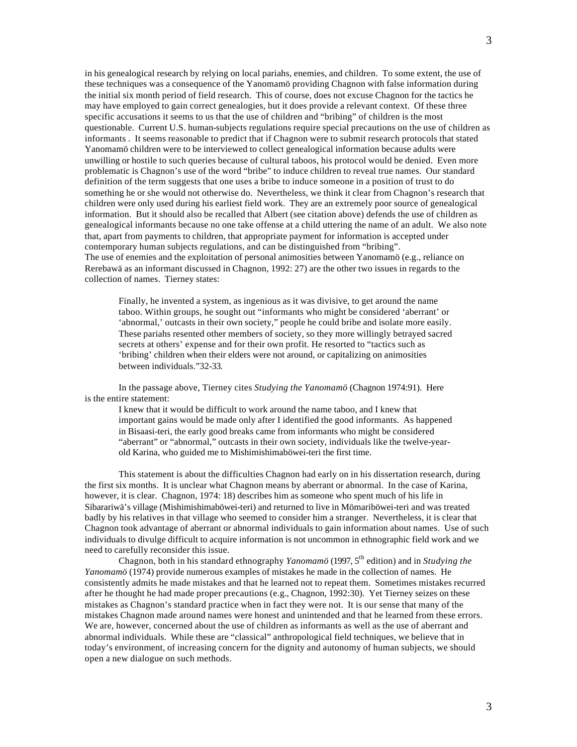in his genealogical research by relying on local pariahs, enemies, and children. To some extent, the use of these techniques was a consequence of the Yanomamö providing Chagnon with false information during the initial six month period of field research. This of course, does not excuse Chagnon for the tactics he may have employed to gain correct genealogies, but it does provide a relevant context. Of these three specific accusations it seems to us that the use of children and "bribing" of children is the most questionable. Current U.S. human-subjects regulations require special precautions on the use of children as informants . It seems reasonable to predict that if Chagnon were to submit research protocols that stated Yanomamö children were to be interviewed to collect genealogical information because adults were unwilling or hostile to such queries because of cultural taboos, his protocol would be denied. Even more problematic is Chagnon's use of the word "bribe" to induce children to reveal true names. Our standard definition of the term suggests that one uses a bribe to induce someone in a position of trust to do something he or she would not otherwise do. Nevertheless, we think it clear from Chagnon's research that children were only used during his earliest field work. They are an extremely poor source of genealogical information. But it should also be recalled that Albert (see citation above) defends the use of children as genealogical informants because no one take offense at a child uttering the name of an adult. We also note that, apart from payments to children, that appropriate payment for information is accepted under contemporary human subjects regulations, and can be distinguished from "bribing".
The use of enemies and the exploitation of personal animosities between Yanomamö (e.g., reliance on Rerebawä as an informant discussed in Chagnon, 1992: 27) are the other two issues in regards to the collection of names. Tierney states:

> Finally, he invented a system, as ingenious as it was divisive, to get around the name taboo. Within groups, he sought out "informants who might be considered 'aberrant' or 'abnormal,' outcasts in their own society," people he could bribe and isolate more easily. These pariahs resented other members of society, so they more willingly betrayed sacred secrets at others' expense and for their own profit. He resorted to "tactics such as 'bribing' children when their elders were not around, or capitalizing on animosities between individuals."32-33.

In the passage above, Tierney cites *Studying the Yanomamö* (Chagnon 1974:91). Here is the entire statement:

> I knew that it would be difficult to work around the name taboo, and I knew that important gains would be made only after I identified the good informants. As happened in Bisaasi-teri, the early good breaks came from informants who might be considered "aberrant" or "abnormal," outcasts in their own society, individuals like the twelve-year-old Karina, who guided me to Mishimishimaböwei-teri the first time.

This statement is about the difficulties Chagnon had early on in his dissertation research, during the first six months. It is unclear what Chagnon means by aberrant or abnormal. In the case of Karina, however, it is clear. Chagnon, 1974: 18) describes him as someone who spent much of his life in Sibarariwä's village (Mishimishimaböwei-teri) and returned to live in Mömariböwei-teri and was treated badly by his relatives in that village who seemed to consider him a stranger. Nevertheless, it is clear that Chagnon took advantage of aberrant or abnormal individuals to gain information about names. Use of such individuals to divulge difficult to acquire information is not uncommon in ethnographic field work and we need to carefully reconsider this issue.

Chagnon, both in his standard ethnography *Yanomamö* (1997, 5th edition) and in *Studying the Yanomamö* (1974) provide numerous examples of mistakes he made in the collection of names. He consistently admits he made mistakes and that he learned not to repeat them. Sometimes mistakes recurred after he thought he had made proper precautions (e.g., Chagnon, 1992:30). Yet Tierney seizes on these mistakes as Chagnon's standard practice when in fact they were not. It is our sense that many of the mistakes Chagnon made around names were honest and unintended and that he learned from these errors. We are, however, concerned about the use of children as informants as well as the use of aberrant and abnormal individuals. While these are "classical" anthropological field techniques, we believe that in today's environment, of increasing concern for the dignity and autonomy of human subjects, we should open a new dialogue on such methods.